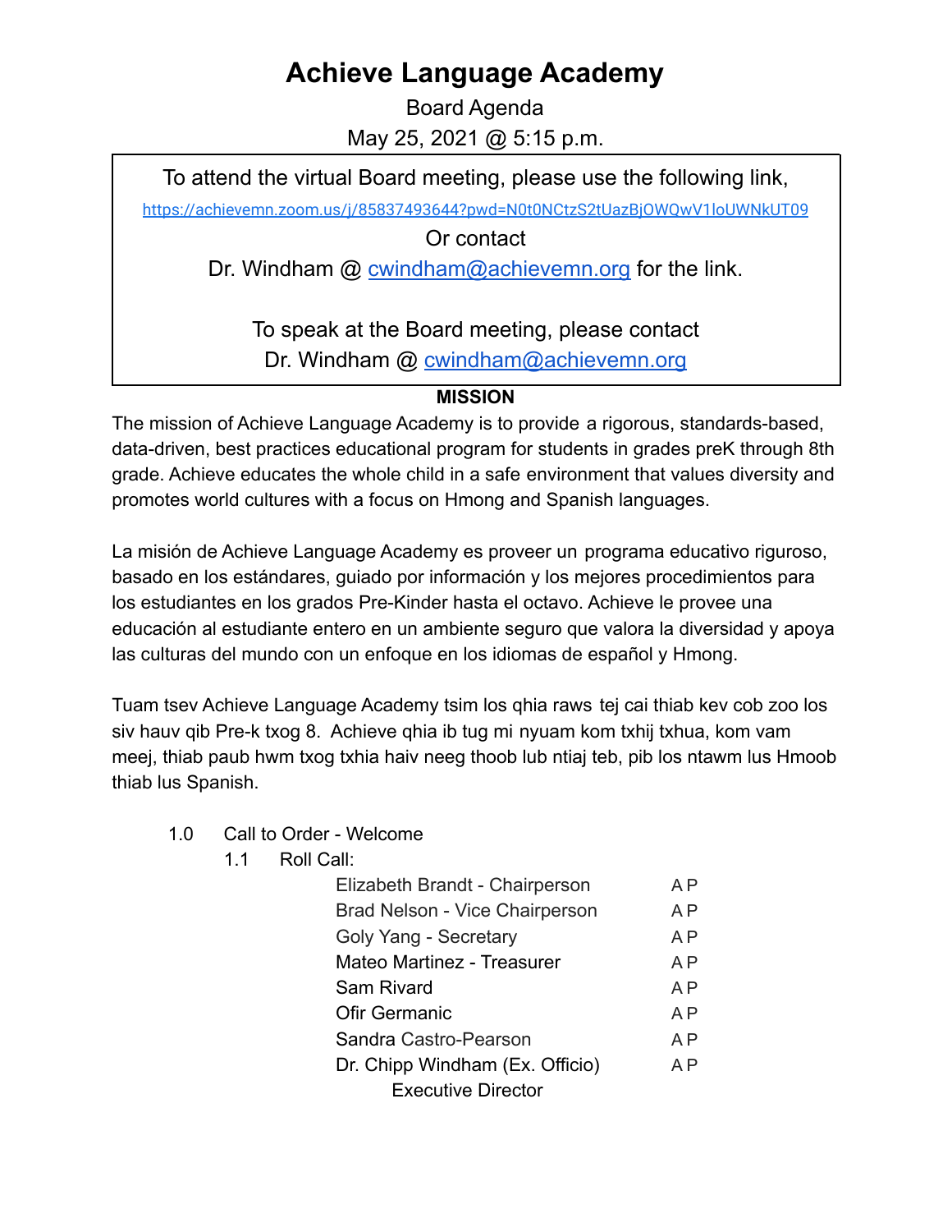# Achieve Language Academy

Board Agenda

May 25, 2021 @ 5:15 p.m.

To attend the virtual Board meeting, please use the following link,

https://achievemn.zoom.us/j/85837493644?pwd=N0t0NCtzS2tUazBjOWQwV1loUWNkUT09

Or contact

Dr. Windham @ cwindham@achievemn.org for the link.

To speak at the Board meeting, please contact

Dr. Windham @ cwindham@achievemn.org

**MISSION**

The mission of Achieve Language Academy is to provide a rigorous, standards-based, data-driven, best practices educational program for students in grades preK through 8th grade. Achieve educates the whole child in a safe environment that values diversity and promotes world cultures with a focus on Hmong and Spanish languages.

La misión de Achieve Language Academy es proveer un programa educativo riguroso, basado en los estándares, guiado por información y los mejores procedimientos para los estudiantes en los grados Pre-Kinder hasta el octavo. Achieve le provee una educación al estudiante entero en un ambiente seguro que valora la diversidad y apoya las culturas del mundo con un enfoque en los idiomas de español y Hmong.

Tuam tsev Achieve Language Academy tsim los qhia raws tej cai thiab kev cob zoo los siv hauv qib Pre-k txog 8. Achieve qhia ib tug mi nyuam kom txhij txhua, kom vam meej, thiab paub hwm txog txhia haiv neeg thoob lub ntiaj teb, pib los ntawm lus Hmoob thiab lus Spanish.

1.0 Call to Order - Welcome

1.1 Roll Call:

| | |
|---|---|
| Elizabeth Brandt - Chairperson | A P |
| Brad Nelson - Vice Chairperson | A P |
| Goly Yang - Secretary | A P |
| Mateo Martinez - Treasurer | A P |
| Sam Rivard | A P |
| Ofir Germanic | A P |
| Sandra Castro-Pearson | A P |
| Dr. Chipp Windham (Ex. Officio) Executive Director | A P |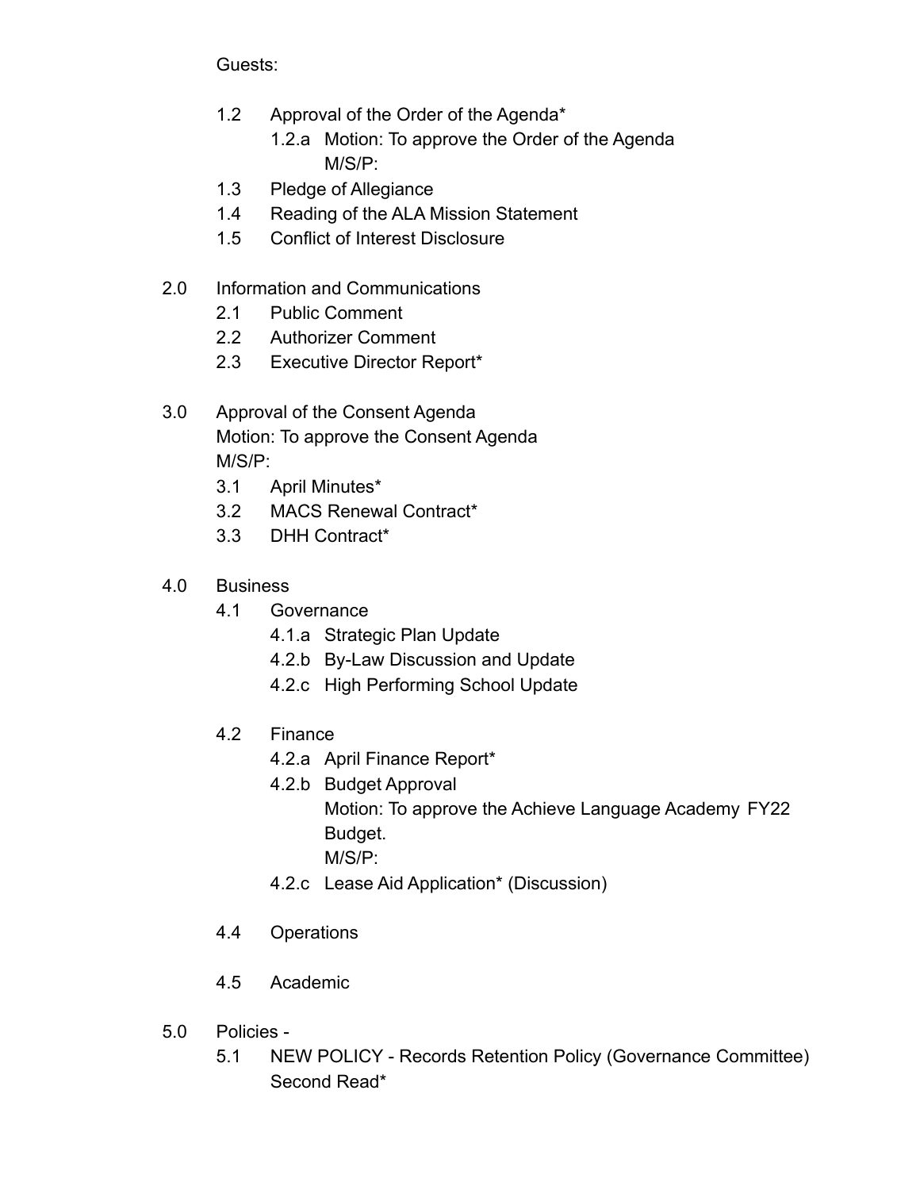Guests:

- 1.2 Approval of the Order of the Agenda*
  - 1.2.a Motion: To approve the Order of the Agenda
    M/S/P:
- 1.3 Pledge of Allegiance
- 1.4 Reading of the ALA Mission Statement
- 1.5 Conflict of Interest Disclosure

2.0 Information and Communications

- 2.1 Public Comment
- 2.2 Authorizer Comment
- 2.3 Executive Director Report*

3.0 Approval of the Consent Agenda
Motion: To approve the Consent Agenda
M/S/P:

- 3.1 April Minutes*
- 3.2 MACS Renewal Contract*
- 3.3 DHH Contract*

4.0 Business

- 4.1 Governance
  - 4.1.a Strategic Plan Update
  - 4.2.b By-Law Discussion and Update
  - 4.2.c High Performing School Update
- 4.2 Finance
  - 4.2.a April Finance Report*
  - 4.2.b Budget Approval
    Motion: To approve the Achieve Language Academy FY22 Budget.
    M/S/P:
  - 4.2.c Lease Aid Application* (Discussion)
- 4.4 Operations
- 4.5 Academic

5.0 Policies -

- 5.1 NEW POLICY - Records Retention Policy (Governance Committee) Second Read*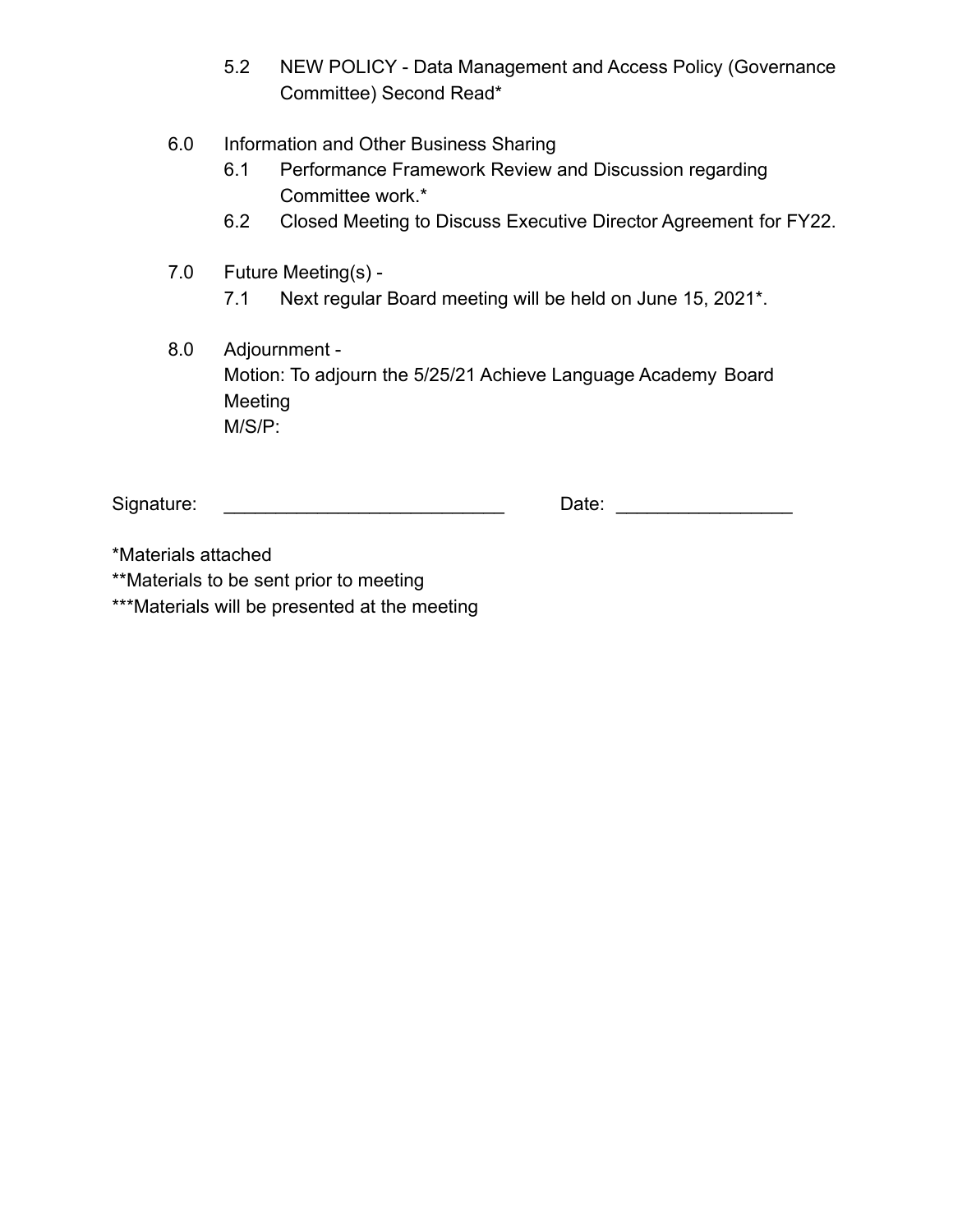5.2 NEW POLICY - Data Management and Access Policy (Governance Committee) Second Read*

6.0 Information and Other Business Sharing

6.1 Performance Framework Review and Discussion regarding Committee work.*

6.2 Closed Meeting to Discuss Executive Director Agreement for FY22.

7.0 Future Meeting(s) -

7.1 Next regular Board meeting will be held on June 15, 2021*.

8.0 Adjournment -

Motion: To adjourn the 5/25/21 Achieve Language Academy Board Meeting

M/S/P:

Signature: ___________________________ Date: _________________

*Materials attached

**Materials to be sent prior to meeting

***Materials will be presented at the meeting